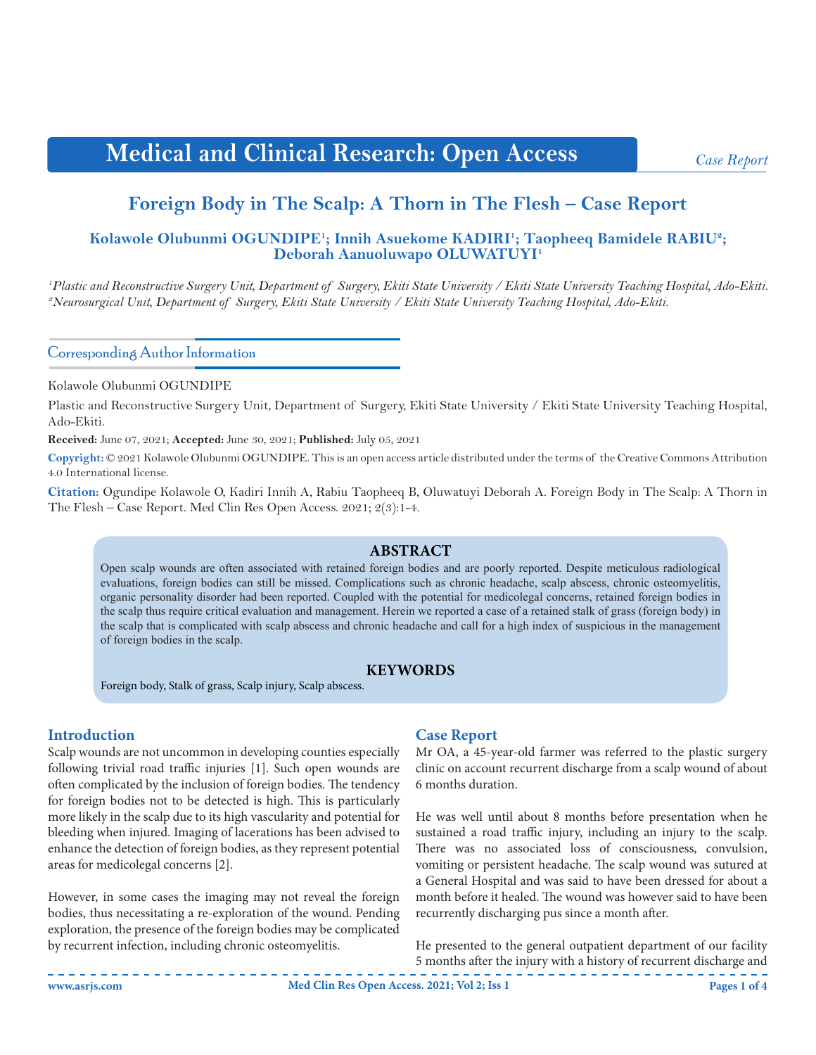Medical and Clinical Research: Open Access

*Case Report*

# Foreign Body in The Scalp: A Thorn in The Flesh – Case Report

**Kolawole Olubunmi OGUNDIPE[1]; Innih Asuekome KADIRI[1]; Taopheeq Bamidele RABIU[2]; Deborah Aanuoluwapo OLUWATUYI[1]**

[1]*Plastic and Reconstructive Surgery Unit, Department of Surgery, Ekiti State University / Ekiti State University Teaching Hospital, Ado-Ekiti.*
[2]*Neurosurgical Unit, Department of Surgery, Ekiti State University / Ekiti State University Teaching Hospital, Ado-Ekiti.*

## Corresponding Author Information

Kolawole Olubunmi OGUNDIPE

Plastic and Reconstructive Surgery Unit, Department of Surgery, Ekiti State University / Ekiti State University Teaching Hospital, Ado-Ekiti.

**Received:** June 07, 2021; **Accepted:** June 30, 2021; **Published:** July 05, 2021

**Copyright:** © 2021 Kolawole Olubunmi OGUNDIPE. This is an open access article distributed under the terms of the Creative Commons Attribution 4.0 International license.

**Citation:** Ogundipe Kolawole O, Kadiri Innih A, Rabiu Taopheeq B, Oluwatuyi Deborah A. Foreign Body in The Scalp: A Thorn in The Flesh – Case Report. Med Clin Res Open Access. 2021; 2(3):1-4.

## ABSTRACT

Open scalp wounds are often associated with retained foreign bodies and are poorly reported. Despite meticulous radiological evaluations, foreign bodies can still be missed. Complications such as chronic headache, scalp abscess, chronic osteomyelitis, organic personality disorder had been reported. Coupled with the potential for medicolegal concerns, retained foreign bodies in the scalp thus require critical evaluation and management. Herein we reported a case of a retained stalk of grass (foreign body) in the scalp that is complicated with scalp abscess and chronic headache and call for a high index of suspicious in the management of foreign bodies in the scalp.

## KEYWORDS

Foreign body, Stalk of grass, Scalp injury, Scalp abscess.

## Introduction

Scalp wounds are not uncommon in developing counties especially following trivial road traffic injuries [1]. Such open wounds are often complicated by the inclusion of foreign bodies. The tendency for foreign bodies not to be detected is high. This is particularly more likely in the scalp due to its high vascularity and potential for bleeding when injured. Imaging of lacerations has been advised to enhance the detection of foreign bodies, as they represent potential areas for medicolegal concerns [2].

However, in some cases the imaging may not reveal the foreign bodies, thus necessitating a re-exploration of the wound. Pending exploration, the presence of the foreign bodies may be complicated by recurrent infection, including chronic osteomyelitis.

## Case Report

Mr OA, a 45-year-old farmer was referred to the plastic surgery clinic on account recurrent discharge from a scalp wound of about 6 months duration.

He was well until about 8 months before presentation when he sustained a road traffic injury, including an injury to the scalp. There was no associated loss of consciousness, convulsion, vomiting or persistent headache. The scalp wound was sutured at a General Hospital and was said to have been dressed for about a month before it healed. The wound was however said to have been recurrently discharging pus since a month after.

He presented to the general outpatient department of our facility 5 months after the injury with a history of recurrent discharge and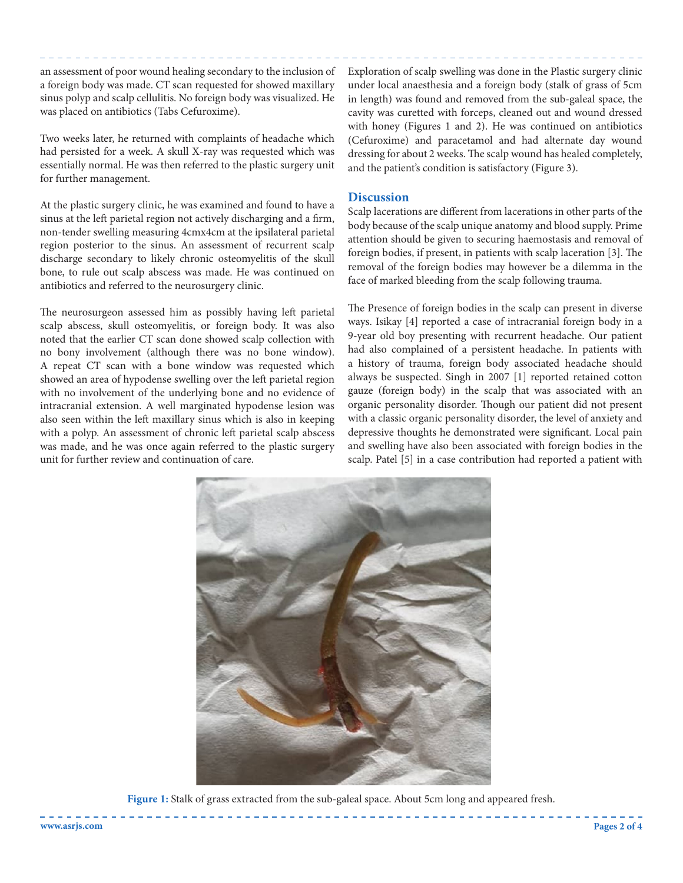an assessment of poor wound healing secondary to the inclusion of a foreign body was made. CT scan requested for showed maxillary sinus polyp and scalp cellulitis. No foreign body was visualized. He was placed on antibiotics (Tabs Cefuroxime).

Two weeks later, he returned with complaints of headache which had persisted for a week. A skull X-ray was requested which was essentially normal. He was then referred to the plastic surgery unit for further management.

At the plastic surgery clinic, he was examined and found to have a sinus at the left parietal region not actively discharging and a firm, non-tender swelling measuring 4cmx4cm at the ipsilateral parietal region posterior to the sinus. An assessment of recurrent scalp discharge secondary to likely chronic osteomyelitis of the skull bone, to rule out scalp abscess was made. He was continued on antibiotics and referred to the neurosurgery clinic.

The neurosurgeon assessed him as possibly having left parietal scalp abscess, skull osteomyelitis, or foreign body. It was also noted that the earlier CT scan done showed scalp collection with no bony involvement (although there was no bone window). A repeat CT scan with a bone window was requested which showed an area of hypodense swelling over the left parietal region with no involvement of the underlying bone and no evidence of intracranial extension. A well marginated hypodense lesion was also seen within the left maxillary sinus which is also in keeping with a polyp. An assessment of chronic left parietal scalp abscess was made, and he was once again referred to the plastic surgery unit for further review and continuation of care.

Exploration of scalp swelling was done in the Plastic surgery clinic under local anaesthesia and a foreign body (stalk of grass of 5cm in length) was found and removed from the sub-galeal space, the cavity was curetted with forceps, cleaned out and wound dressed with honey (Figures 1 and 2). He was continued on antibiotics (Cefuroxime) and paracetamol and had alternate day wound dressing for about 2 weeks. The scalp wound has healed completely, and the patient's condition is satisfactory (Figure 3).

## Discussion

Scalp lacerations are different from lacerations in other parts of the body because of the scalp unique anatomy and blood supply. Prime attention should be given to securing haemostasis and removal of foreign bodies, if present, in patients with scalp laceration [3]. The removal of the foreign bodies may however be a dilemma in the face of marked bleeding from the scalp following trauma.

The Presence of foreign bodies in the scalp can present in diverse ways. Isikay [4] reported a case of intracranial foreign body in a 9-year old boy presenting with recurrent headache. Our patient had also complained of a persistent headache. In patients with a history of trauma, foreign body associated headache should always be suspected. Singh in 2007 [1] reported retained cotton gauze (foreign body) in the scalp that was associated with an organic personality disorder. Though our patient did not present with a classic organic personality disorder, the level of anxiety and depressive thoughts he demonstrated were significant. Local pain and swelling have also been associated with foreign bodies in the scalp. Patel [5] in a case contribution had reported a patient with

**Figure 1:** Stalk of grass extracted from the sub-galeal space. About 5cm long and appeared fresh.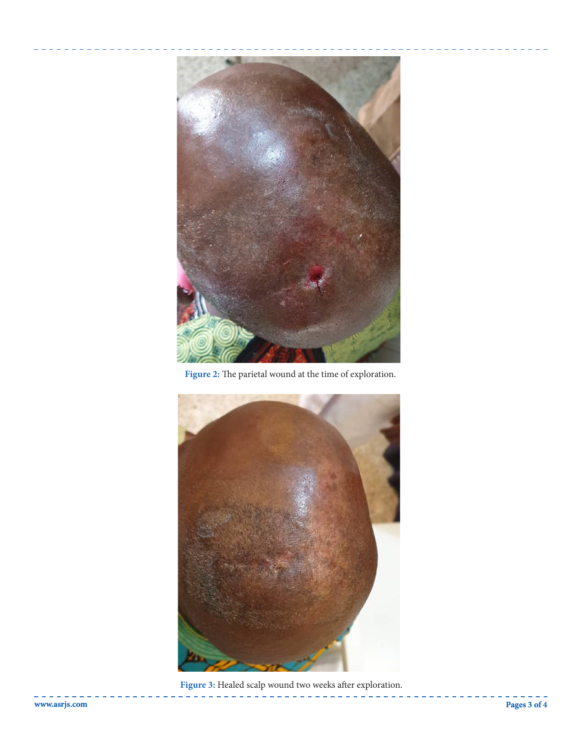Figure 2: The parietal wound at the time of exploration.

Figure 3: Healed scalp wound two weeks after exploration.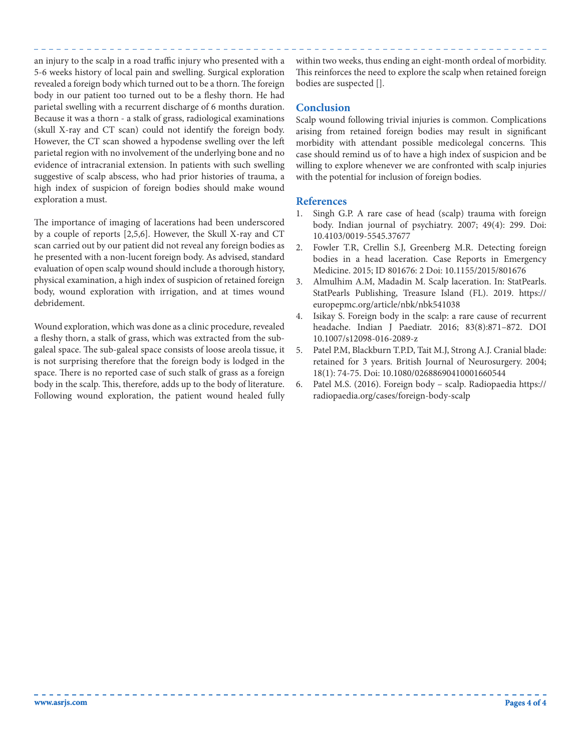an injury to the scalp in a road traffic injury who presented with a 5-6 weeks history of local pain and swelling. Surgical exploration revealed a foreign body which turned out to be a thorn. The foreign body in our patient too turned out to be a fleshy thorn. He had parietal swelling with a recurrent discharge of 6 months duration. Because it was a thorn - a stalk of grass, radiological examinations (skull X-ray and CT scan) could not identify the foreign body. However, the CT scan showed a hypodense swelling over the left parietal region with no involvement of the underlying bone and no evidence of intracranial extension. In patients with such swelling suggestive of scalp abscess, who had prior histories of trauma, a high index of suspicion of foreign bodies should make wound exploration a must.

The importance of imaging of lacerations had been underscored by a couple of reports [2,5,6]. However, the Skull X-ray and CT scan carried out by our patient did not reveal any foreign bodies as he presented with a non-lucent foreign body. As advised, standard evaluation of open scalp wound should include a thorough history, physical examination, a high index of suspicion of retained foreign body, wound exploration with irrigation, and at times wound debridement.

Wound exploration, which was done as a clinic procedure, revealed a fleshy thorn, a stalk of grass, which was extracted from the sub-galeal space. The sub-galeal space consists of loose areola tissue, it is not surprising therefore that the foreign body is lodged in the space. There is no reported case of such stalk of grass as a foreign body in the scalp. This, therefore, adds up to the body of literature. Following wound exploration, the patient wound healed fully within two weeks, thus ending an eight-month ordeal of morbidity. This reinforces the need to explore the scalp when retained foreign bodies are suspected [].

## Conclusion

Scalp wound following trivial injuries is common. Complications arising from retained foreign bodies may result in significant morbidity with attendant possible medicolegal concerns. This case should remind us of to have a high index of suspicion and be willing to explore whenever we are confronted with scalp injuries with the potential for inclusion of foreign bodies.

## References

1. Singh G.P. A rare case of head (scalp) trauma with foreign body. Indian journal of psychiatry. 2007; 49(4): 299. Doi: 10.4103/0019-5545.37677
2. Fowler T.R, Crellin S.J, Greenberg M.R. Detecting foreign bodies in a head laceration. Case Reports in Emergency Medicine. 2015; ID 801676: 2 Doi: 10.1155/2015/801676
3. Almulhim A.M, Madadin M. Scalp laceration. In: StatPearls. StatPearls Publishing, Treasure Island (FL). 2019. https://europepmc.org/article/nbk/nbk541038
4. Isikay S. Foreign body in the scalp: a rare cause of recurrent headache. Indian J Paediatr. 2016; 83(8):871–872. DOI 10.1007/s12098-016-2089-z
5. Patel P.M, Blackburn T.P.D, Tait M.J, Strong A.J. Cranial blade: retained for 3 years. British Journal of Neurosurgery. 2004; 18(1): 74-75. Doi: 10.1080/02688690410001660544
6. Patel M.S. (2016). Foreign body – scalp. Radiopaedia https://radiopaedia.org/cases/foreign-body-scalp